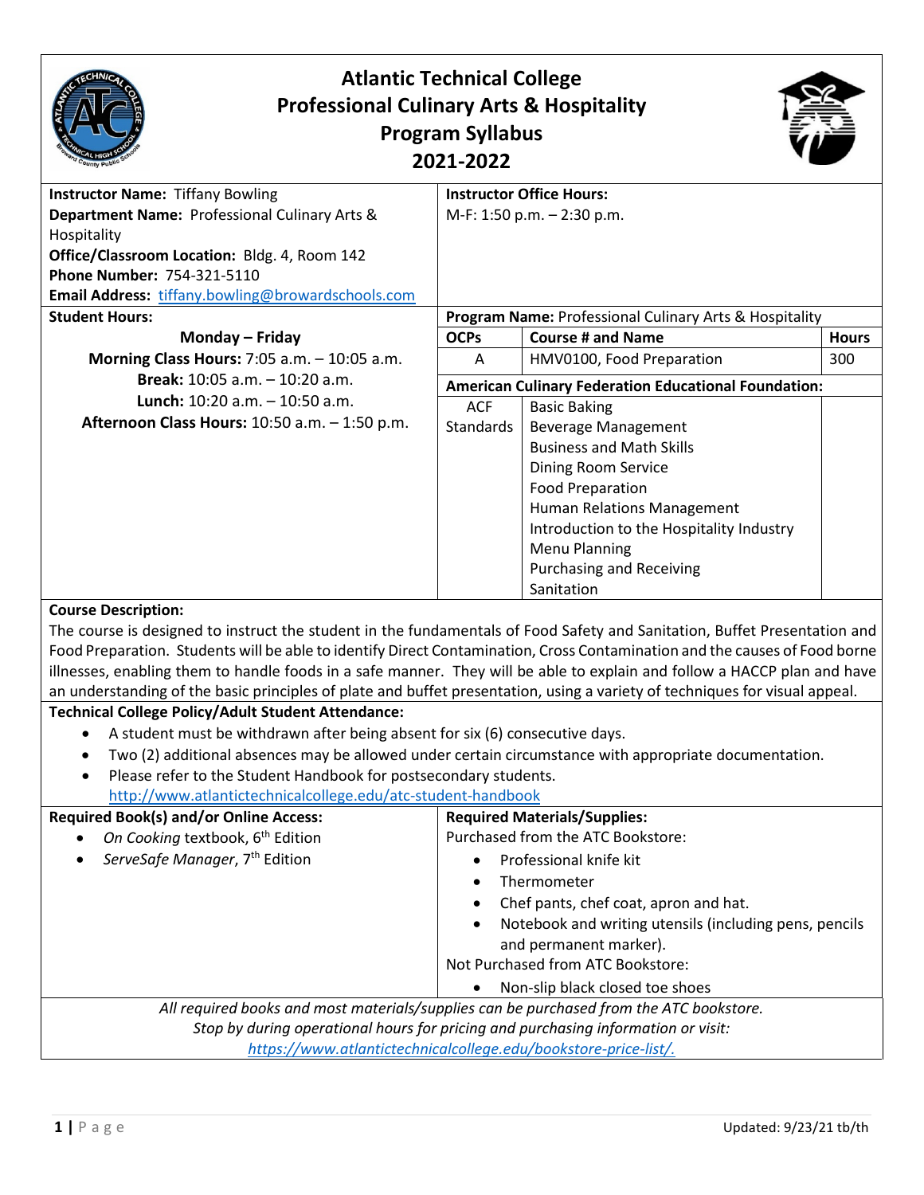# Atlantic Technical College
## Professional Culinary Arts & Hospitality
## Program Syllabus
## 2021-2022

**Instructor Name:** Tiffany Bowling
**Department Name:** Professional Culinary Arts & Hospitality
**Office/Classroom Location:** Bldg. 4, Room 142
**Phone Number:** 754-321-5110
**Email Address:** tiffany.bowling@browardschools.com

**Instructor Office Hours:**
M-F: 1:50 p.m. – 2:30 p.m.

**Student Hours:**

**Monday – Friday**
**Morning Class Hours:** 7:05 a.m. – 10:05 a.m.
**Break:** 10:05 a.m. – 10:20 a.m.
**Lunch:** 10:20 a.m. – 10:50 a.m.
**Afternoon Class Hours:** 10:50 a.m. – 1:50 p.m.

**Program Name:** Professional Culinary Arts & Hospitality

| OCPs | Course # and Name | Hours |
|---|---|---|
| A | HMV0100, Food Preparation | 300 |
| **American Culinary Federation Educational Foundation:** | | |
| ACF Standards | Basic Baking<br>Beverage Management<br>Business and Math Skills<br>Dining Room Service<br>Food Preparation<br>Human Relations Management<br>Introduction to the Hospitality Industry<br>Menu Planning<br>Purchasing and Receiving<br>Sanitation | |

**Course Description:**
The course is designed to instruct the student in the fundamentals of Food Safety and Sanitation, Buffet Presentation and Food Preparation. Students will be able to identify Direct Contamination, Cross Contamination and the causes of Food borne illnesses, enabling them to handle foods in a safe manner. They will be able to explain and follow a HACCP plan and have an understanding of the basic principles of plate and buffet presentation, using a variety of techniques for visual appeal.

**Technical College Policy/Adult Student Attendance:**

- A student must be withdrawn after being absent for six (6) consecutive days.
- Two (2) additional absences may be allowed under certain circumstance with appropriate documentation.
- Please refer to the Student Handbook for postsecondary students. http://www.atlantictechnicalcollege.edu/atc-student-handbook

**Required Book(s) and/or Online Access:**

- *On Cooking* textbook, 6th Edition
- *ServeSafe Manager*, 7th Edition

**Required Materials/Supplies:**
Purchased from the ATC Bookstore:

- Professional knife kit
- Thermometer
- Chef pants, chef coat, apron and hat.
- Notebook and writing utensils (including pens, pencils and permanent marker).

Not Purchased from ATC Bookstore:

- Non-slip black closed toe shoes

*All required books and most materials/supplies can be purchased from the ATC bookstore.*
*Stop by during operational hours for pricing and purchasing information or visit:*
*https://www.atlantictechnicalcollege.edu/bookstore-price-list/.*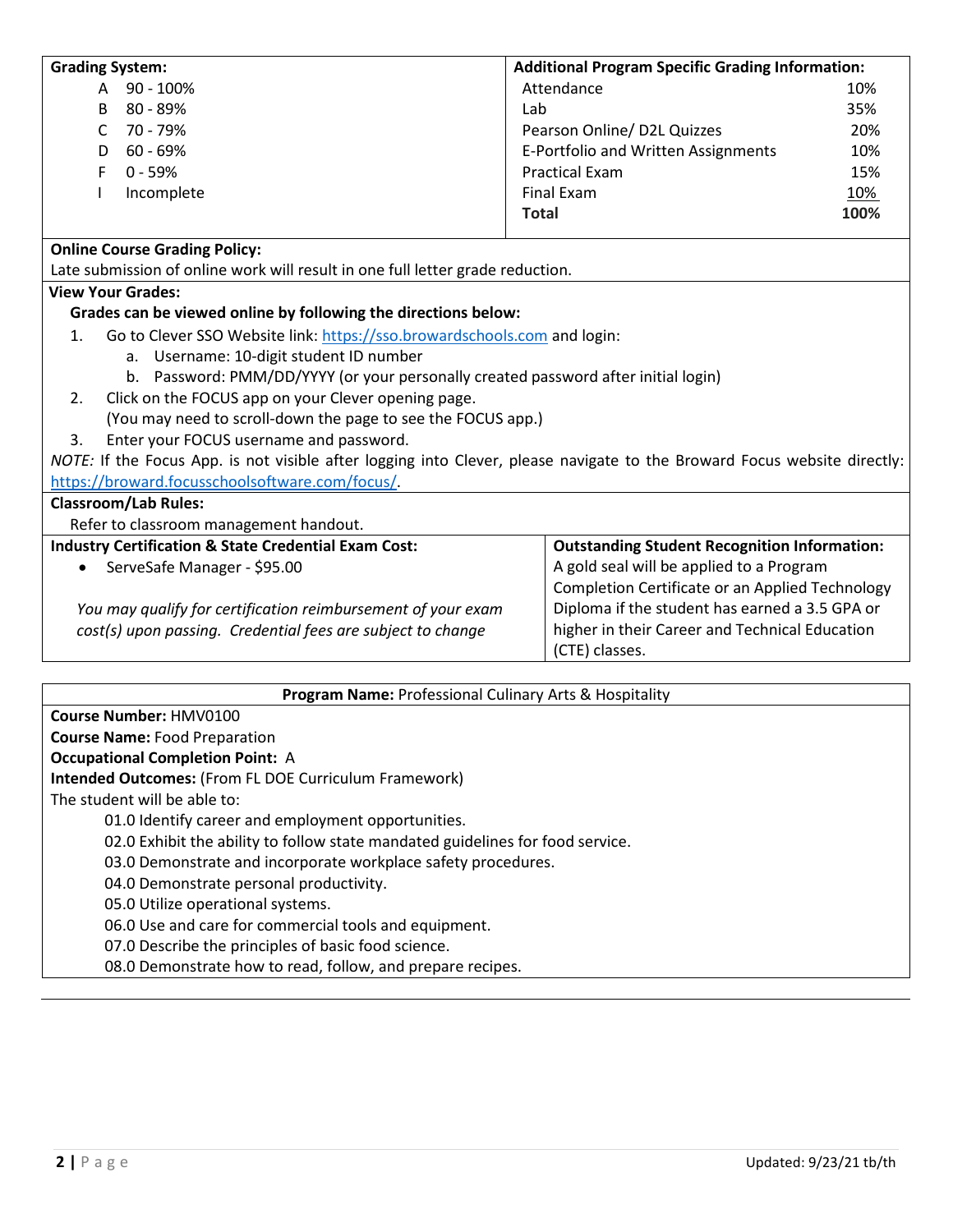**Grading System:**

| Grade | Range |
|---|---|
| A | 90 - 100% |
| B | 80 - 89% |
| C | 70 - 79% |
| D | 60 - 69% |
| F | 0 - 59% |
| I | Incomplete |

**Additional Program Specific Grading Information:**

| Component | Weight |
|---|---|
| Attendance | 10% |
| Lab | 35% |
| Pearson Online/ D2L Quizzes | 20% |
| E-Portfolio and Written Assignments | 10% |
| Practical Exam | 15% |
| Final Exam | 10% |
| **Total** | **100%** |

**Online Course Grading Policy:**

Late submission of online work will result in one full letter grade reduction.

**View Your Grades:**

**Grades can be viewed online by following the directions below:**

1. Go to Clever SSO Website link: https://sso.browardschools.com and login:
   a. Username: 10-digit student ID number
   b. Password: PMM/DD/YYYY (or your personally created password after initial login)
2. Click on the FOCUS app on your Clever opening page.
   (You may need to scroll-down the page to see the FOCUS app.)
3. Enter your FOCUS username and password.

*NOTE:* If the Focus App. is not visible after logging into Clever, please navigate to the Broward Focus website directly: https://broward.focusschoolsoftware.com/focus/.

**Classroom/Lab Rules:**

Refer to classroom management handout.

**Industry Certification & State Credential Exam Cost:**

- ServeSafe Manager - $95.00

*You may qualify for certification reimbursement of your exam cost(s) upon passing. Credential fees are subject to change*

**Outstanding Student Recognition Information:**

A gold seal will be applied to a Program Completion Certificate or an Applied Technology Diploma if the student has earned a 3.5 GPA or higher in their Career and Technical Education (CTE) classes.

**Program Name:** Professional Culinary Arts & Hospitality

**Course Number:** HMV0100

**Course Name:** Food Preparation

**Occupational Completion Point:** A

**Intended Outcomes:** (From FL DOE Curriculum Framework)

The student will be able to:

01.0 Identify career and employment opportunities.
02.0 Exhibit the ability to follow state mandated guidelines for food service.
03.0 Demonstrate and incorporate workplace safety procedures.
04.0 Demonstrate personal productivity.
05.0 Utilize operational systems.
06.0 Use and care for commercial tools and equipment.
07.0 Describe the principles of basic food science.
08.0 Demonstrate how to read, follow, and prepare recipes.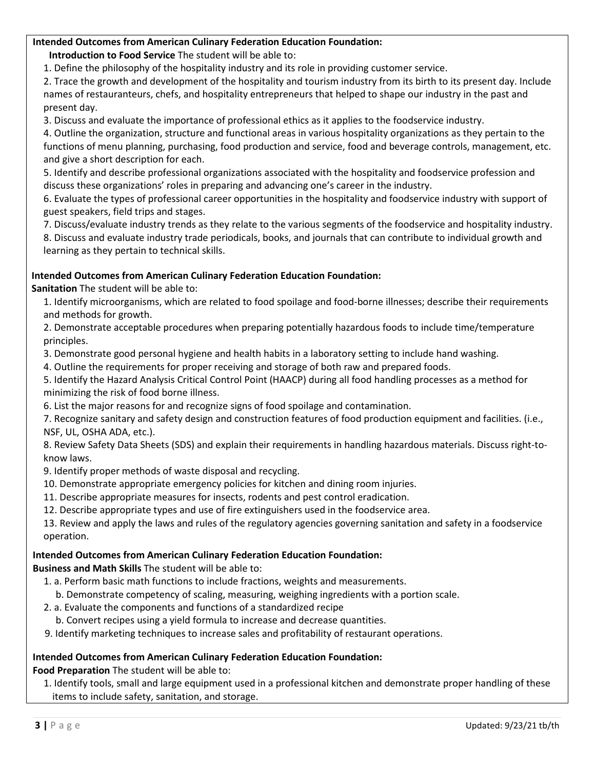**Intended Outcomes from American Culinary Federation Education Foundation:**

**Introduction to Food Service** The student will be able to:

1. Define the philosophy of the hospitality industry and its role in providing customer service.
2. Trace the growth and development of the hospitality and tourism industry from its birth to its present day. Include names of restauranteurs, chefs, and hospitality entrepreneurs that helped to shape our industry in the past and present day.
3. Discuss and evaluate the importance of professional ethics as it applies to the foodservice industry.
4. Outline the organization, structure and functional areas in various hospitality organizations as they pertain to the functions of menu planning, purchasing, food production and service, food and beverage controls, management, etc. and give a short description for each.
5. Identify and describe professional organizations associated with the hospitality and foodservice profession and discuss these organizations' roles in preparing and advancing one's career in the industry.
6. Evaluate the types of professional career opportunities in the hospitality and foodservice industry with support of guest speakers, field trips and stages.
7. Discuss/evaluate industry trends as they relate to the various segments of the foodservice and hospitality industry.
8. Discuss and evaluate industry trade periodicals, books, and journals that can contribute to individual growth and learning as they pertain to technical skills.

**Intended Outcomes from American Culinary Federation Education Foundation:**

**Sanitation** The student will be able to:

1. Identify microorganisms, which are related to food spoilage and food-borne illnesses; describe their requirements and methods for growth.
2. Demonstrate acceptable procedures when preparing potentially hazardous foods to include time/temperature principles.
3. Demonstrate good personal hygiene and health habits in a laboratory setting to include hand washing.
4. Outline the requirements for proper receiving and storage of both raw and prepared foods.
5. Identify the Hazard Analysis Critical Control Point (HAACP) during all food handling processes as a method for minimizing the risk of food borne illness.
6. List the major reasons for and recognize signs of food spoilage and contamination.
7. Recognize sanitary and safety design and construction features of food production equipment and facilities. (i.e., NSF, UL, OSHA ADA, etc.).
8. Review Safety Data Sheets (SDS) and explain their requirements in handling hazardous materials. Discuss right-to-know laws.
9. Identify proper methods of waste disposal and recycling.
10. Demonstrate appropriate emergency policies for kitchen and dining room injuries.
11. Describe appropriate measures for insects, rodents and pest control eradication.
12. Describe appropriate types and use of fire extinguishers used in the foodservice area.
13. Review and apply the laws and rules of the regulatory agencies governing sanitation and safety in a foodservice operation.

**Intended Outcomes from American Culinary Federation Education Foundation:**

**Business and Math Skills** The student will be able to:

1. a. Perform basic math functions to include fractions, weights and measurements.
   b. Demonstrate competency of scaling, measuring, weighing ingredients with a portion scale.
2. a. Evaluate the components and functions of a standardized recipe
   b. Convert recipes using a yield formula to increase and decrease quantities.

9. Identify marketing techniques to increase sales and profitability of restaurant operations.

**Intended Outcomes from American Culinary Federation Education Foundation:**

**Food Preparation** The student will be able to:

1. Identify tools, small and large equipment used in a professional kitchen and demonstrate proper handling of these items to include safety, sanitation, and storage.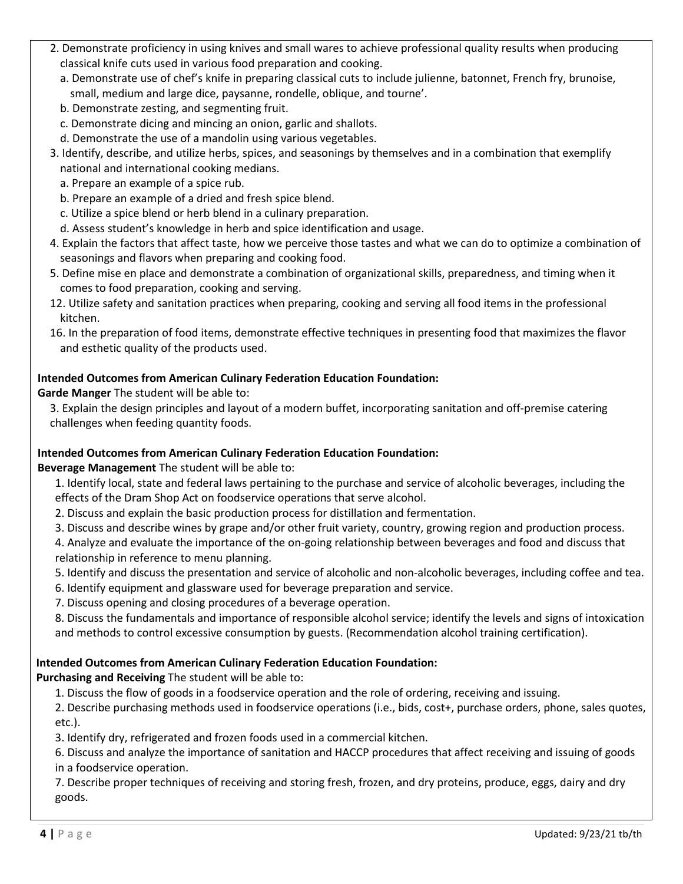2. Demonstrate proficiency in using knives and small wares to achieve professional quality results when producing classical knife cuts used in various food preparation and cooking.
   a. Demonstrate use of chef's knife in preparing classical cuts to include julienne, batonnet, French fry, brunoise, small, medium and large dice, paysanne, rondelle, oblique, and tourne'.
   b. Demonstrate zesting, and segmenting fruit.
   c. Demonstrate dicing and mincing an onion, garlic and shallots.
   d. Demonstrate the use of a mandolin using various vegetables.
3. Identify, describe, and utilize herbs, spices, and seasonings by themselves and in a combination that exemplify national and international cooking medians.
   a. Prepare an example of a spice rub.
   b. Prepare an example of a dried and fresh spice blend.
   c. Utilize a spice blend or herb blend in a culinary preparation.
   d. Assess student's knowledge in herb and spice identification and usage.
4. Explain the factors that affect taste, how we perceive those tastes and what we can do to optimize a combination of seasonings and flavors when preparing and cooking food.
5. Define mise en place and demonstrate a combination of organizational skills, preparedness, and timing when it comes to food preparation, cooking and serving.
12. Utilize safety and sanitation practices when preparing, cooking and serving all food items in the professional kitchen.
16. In the preparation of food items, demonstrate effective techniques in presenting food that maximizes the flavor and esthetic quality of the products used.

**Intended Outcomes from American Culinary Federation Education Foundation:**
**Garde Manger** The student will be able to:

3. Explain the design principles and layout of a modern buffet, incorporating sanitation and off-premise catering challenges when feeding quantity foods.

**Intended Outcomes from American Culinary Federation Education Foundation:**
**Beverage Management** The student will be able to:

1. Identify local, state and federal laws pertaining to the purchase and service of alcoholic beverages, including the effects of the Dram Shop Act on foodservice operations that serve alcohol.
2. Discuss and explain the basic production process for distillation and fermentation.
3. Discuss and describe wines by grape and/or other fruit variety, country, growing region and production process.
4. Analyze and evaluate the importance of the on-going relationship between beverages and food and discuss that relationship in reference to menu planning.
5. Identify and discuss the presentation and service of alcoholic and non-alcoholic beverages, including coffee and tea.
6. Identify equipment and glassware used for beverage preparation and service.
7. Discuss opening and closing procedures of a beverage operation.
8. Discuss the fundamentals and importance of responsible alcohol service; identify the levels and signs of intoxication and methods to control excessive consumption by guests. (Recommendation alcohol training certification).

**Intended Outcomes from American Culinary Federation Education Foundation:**
**Purchasing and Receiving** The student will be able to:

1. Discuss the flow of goods in a foodservice operation and the role of ordering, receiving and issuing.
2. Describe purchasing methods used in foodservice operations (i.e., bids, cost+, purchase orders, phone, sales quotes, etc.).
3. Identify dry, refrigerated and frozen foods used in a commercial kitchen.
6. Discuss and analyze the importance of sanitation and HACCP procedures that affect receiving and issuing of goods in a foodservice operation.
7. Describe proper techniques of receiving and storing fresh, frozen, and dry proteins, produce, eggs, dairy and dry goods.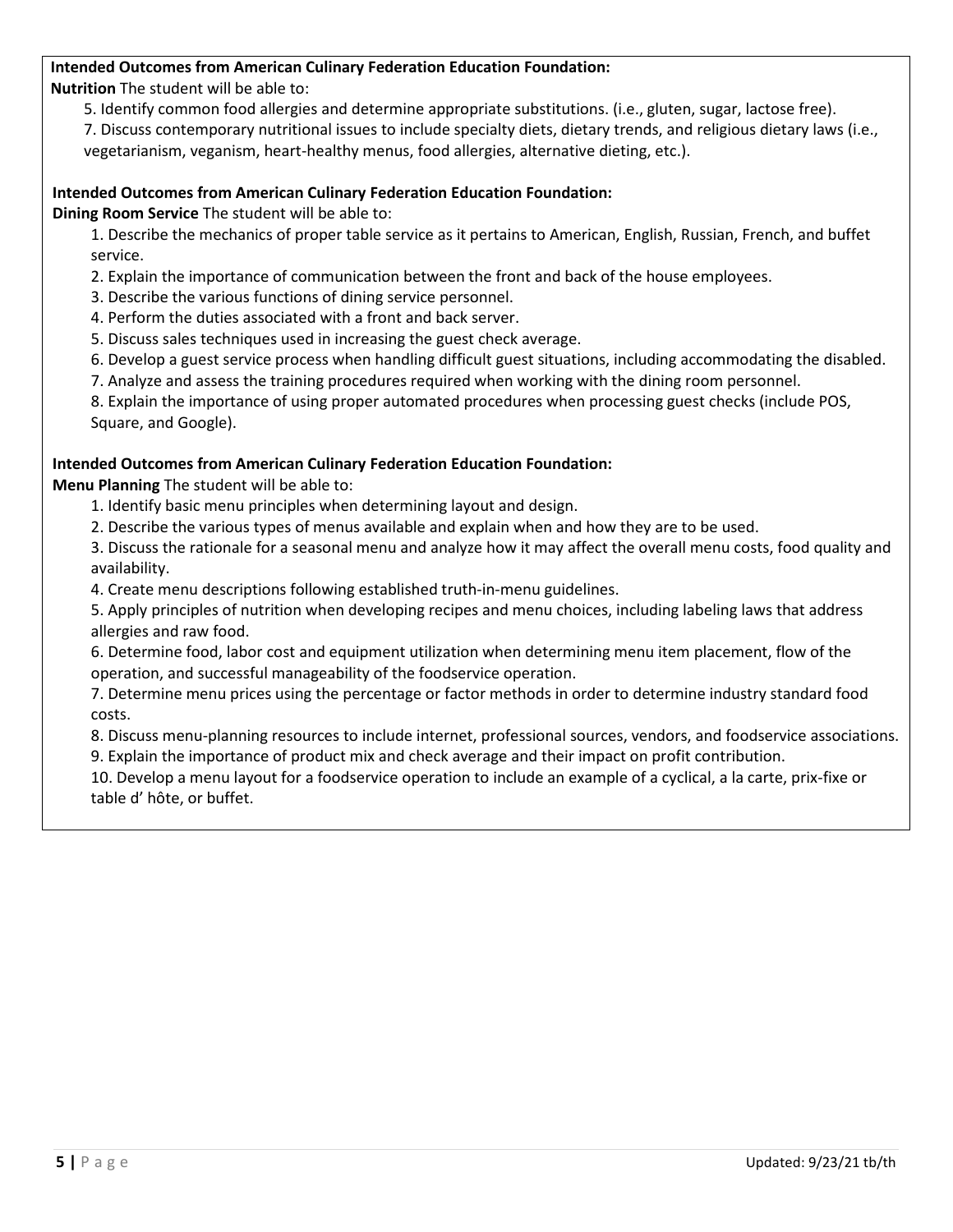**Intended Outcomes from American Culinary Federation Education Foundation:**

**Nutrition** The student will be able to:

5. Identify common food allergies and determine appropriate substitutions. (i.e., gluten, sugar, lactose free).
7. Discuss contemporary nutritional issues to include specialty diets, dietary trends, and religious dietary laws (i.e., vegetarianism, veganism, heart-healthy menus, food allergies, alternative dieting, etc.).

**Intended Outcomes from American Culinary Federation Education Foundation:**

**Dining Room Service** The student will be able to:

1. Describe the mechanics of proper table service as it pertains to American, English, Russian, French, and buffet service.
2. Explain the importance of communication between the front and back of the house employees.
3. Describe the various functions of dining service personnel.
4. Perform the duties associated with a front and back server.
5. Discuss sales techniques used in increasing the guest check average.
6. Develop a guest service process when handling difficult guest situations, including accommodating the disabled.
7. Analyze and assess the training procedures required when working with the dining room personnel.
8. Explain the importance of using proper automated procedures when processing guest checks (include POS, Square, and Google).

**Intended Outcomes from American Culinary Federation Education Foundation:**

**Menu Planning** The student will be able to:

1. Identify basic menu principles when determining layout and design.
2. Describe the various types of menus available and explain when and how they are to be used.
3. Discuss the rationale for a seasonal menu and analyze how it may affect the overall menu costs, food quality and availability.
4. Create menu descriptions following established truth-in-menu guidelines.
5. Apply principles of nutrition when developing recipes and menu choices, including labeling laws that address allergies and raw food.
6. Determine food, labor cost and equipment utilization when determining menu item placement, flow of the operation, and successful manageability of the foodservice operation.
7. Determine menu prices using the percentage or factor methods in order to determine industry standard food costs.
8. Discuss menu-planning resources to include internet, professional sources, vendors, and foodservice associations.
9. Explain the importance of product mix and check average and their impact on profit contribution.
10. Develop a menu layout for a foodservice operation to include an example of a cyclical, a la carte, prix-fixe or table d' hôte, or buffet.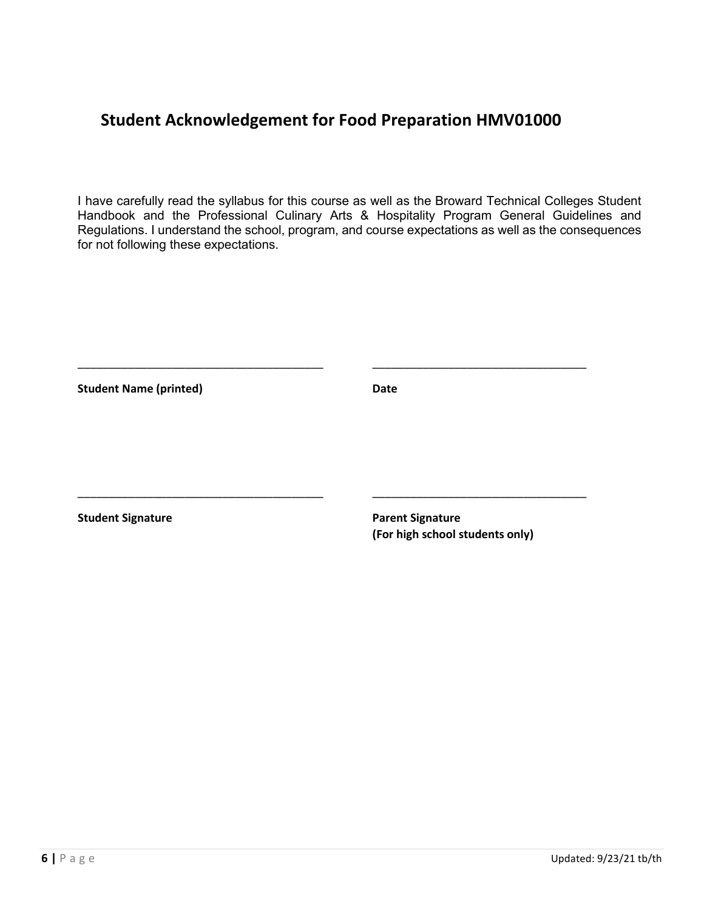## Student Acknowledgement for Food Preparation HMV01000

I have carefully read the syllabus for this course as well as the Broward Technical Colleges Student Handbook and the Professional Culinary Arts & Hospitality Program General Guidelines and Regulations. I understand the school, program, and course expectations as well as the consequences for not following these expectations.

_____________________________________ _________________________________

**Student Name (printed)** **Date**

_____________________________________ _________________________________

**Student Signature** **Parent Signature**
**(For high school students only)**